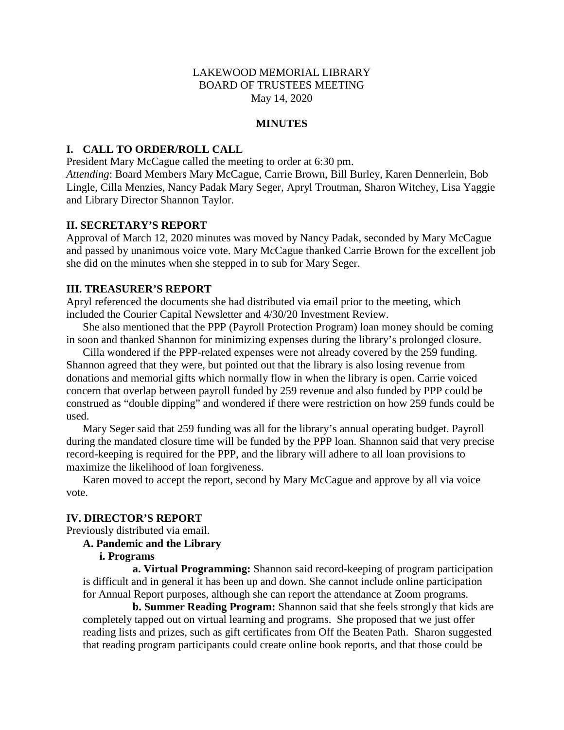LAKEWOOD MEMORIAL LIBRARY
BOARD OF TRUSTEES MEETING
May 14, 2020

**MINUTES**

## I. CALL TO ORDER/ROLL CALL

President Mary McCague called the meeting to order at 6:30 pm.
*Attending*: Board Members Mary McCague, Carrie Brown, Bill Burley, Karen Dennerlein, Bob Lingle, Cilla Menzies, Nancy Padak Mary Seger, Apryl Troutman, Sharon Witchey, Lisa Yaggie and Library Director Shannon Taylor.

## II. SECRETARY'S REPORT

Approval of March 12, 2020 minutes was moved by Nancy Padak, seconded by Mary McCague and passed by unanimous voice vote. Mary McCague thanked Carrie Brown for the excellent job she did on the minutes when she stepped in to sub for Mary Seger.

## III. TREASURER'S REPORT

Apryl referenced the documents she had distributed via email prior to the meeting, which included the Courier Capital Newsletter and 4/30/20 Investment Review.

She also mentioned that the PPP (Payroll Protection Program) loan money should be coming in soon and thanked Shannon for minimizing expenses during the library's prolonged closure.

Cilla wondered if the PPP-related expenses were not already covered by the 259 funding. Shannon agreed that they were, but pointed out that the library is also losing revenue from donations and memorial gifts which normally flow in when the library is open. Carrie voiced concern that overlap between payroll funded by 259 revenue and also funded by PPP could be construed as "double dipping" and wondered if there were restriction on how 259 funds could be used.

Mary Seger said that 259 funding was all for the library's annual operating budget. Payroll during the mandated closure time will be funded by the PPP loan. Shannon said that very precise record-keeping is required for the PPP, and the library will adhere to all loan provisions to maximize the likelihood of loan forgiveness.

Karen moved to accept the report, second by Mary McCague and approve by all via voice vote.

## IV. DIRECTOR'S REPORT

Previously distributed via email.

### A. Pandemic and the Library

#### i. Programs

**a. Virtual Programming:** Shannon said record-keeping of program participation is difficult and in general it has been up and down. She cannot include online participation for Annual Report purposes, although she can report the attendance at Zoom programs.

**b. Summer Reading Program:** Shannon said that she feels strongly that kids are completely tapped out on virtual learning and programs. She proposed that we just offer reading lists and prizes, such as gift certificates from Off the Beaten Path. Sharon suggested that reading program participants could create online book reports, and that those could be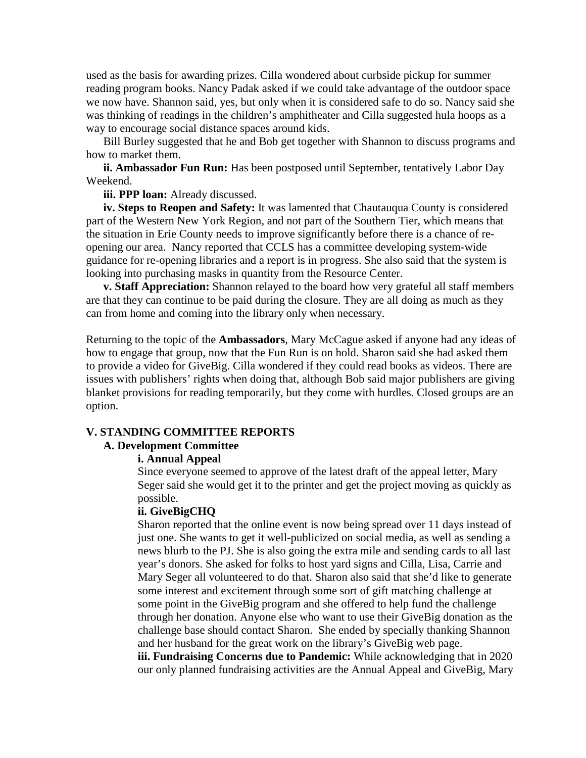used as the basis for awarding prizes. Cilla wondered about curbside pickup for summer reading program books. Nancy Padak asked if we could take advantage of the outdoor space we now have. Shannon said, yes, but only when it is considered safe to do so. Nancy said she was thinking of readings in the children's amphitheater and Cilla suggested hula hoops as a way to encourage social distance spaces around kids.

Bill Burley suggested that he and Bob get together with Shannon to discuss programs and how to market them.

**ii. Ambassador Fun Run:** Has been postposed until September, tentatively Labor Day Weekend.

**iii. PPP loan:** Already discussed.

**iv. Steps to Reopen and Safety:** It was lamented that Chautauqua County is considered part of the Western New York Region, and not part of the Southern Tier, which means that the situation in Erie County needs to improve significantly before there is a chance of re-opening our area. Nancy reported that CCLS has a committee developing system-wide guidance for re-opening libraries and a report is in progress. She also said that the system is looking into purchasing masks in quantity from the Resource Center.

**v. Staff Appreciation:** Shannon relayed to the board how very grateful all staff members are that they can continue to be paid during the closure. They are all doing as much as they can from home and coming into the library only when necessary.

Returning to the topic of the **Ambassadors**, Mary McCague asked if anyone had any ideas of how to engage that group, now that the Fun Run is on hold. Sharon said she had asked them to provide a video for GiveBig. Cilla wondered if they could read books as videos. There are issues with publishers' rights when doing that, although Bob said major publishers are giving blanket provisions for reading temporarily, but they come with hurdles. Closed groups are an option.

## V. STANDING COMMITTEE REPORTS

### A. Development Committee

#### i. Annual Appeal

Since everyone seemed to approve of the latest draft of the appeal letter, Mary Seger said she would get it to the printer and get the project moving as quickly as possible.

#### ii. GiveBigCHQ

Sharon reported that the online event is now being spread over 11 days instead of just one. She wants to get it well-publicized on social media, as well as sending a news blurb to the PJ. She is also going the extra mile and sending cards to all last year's donors. She asked for folks to host yard signs and Cilla, Lisa, Carrie and Mary Seger all volunteered to do that. Sharon also said that she'd like to generate some interest and excitement through some sort of gift matching challenge at some point in the GiveBig program and she offered to help fund the challenge through her donation. Anyone else who want to use their GiveBig donation as the challenge base should contact Sharon. She ended by specially thanking Shannon and her husband for the great work on the library's GiveBig web page.

**iii. Fundraising Concerns due to Pandemic:** While acknowledging that in 2020 our only planned fundraising activities are the Annual Appeal and GiveBig, Mary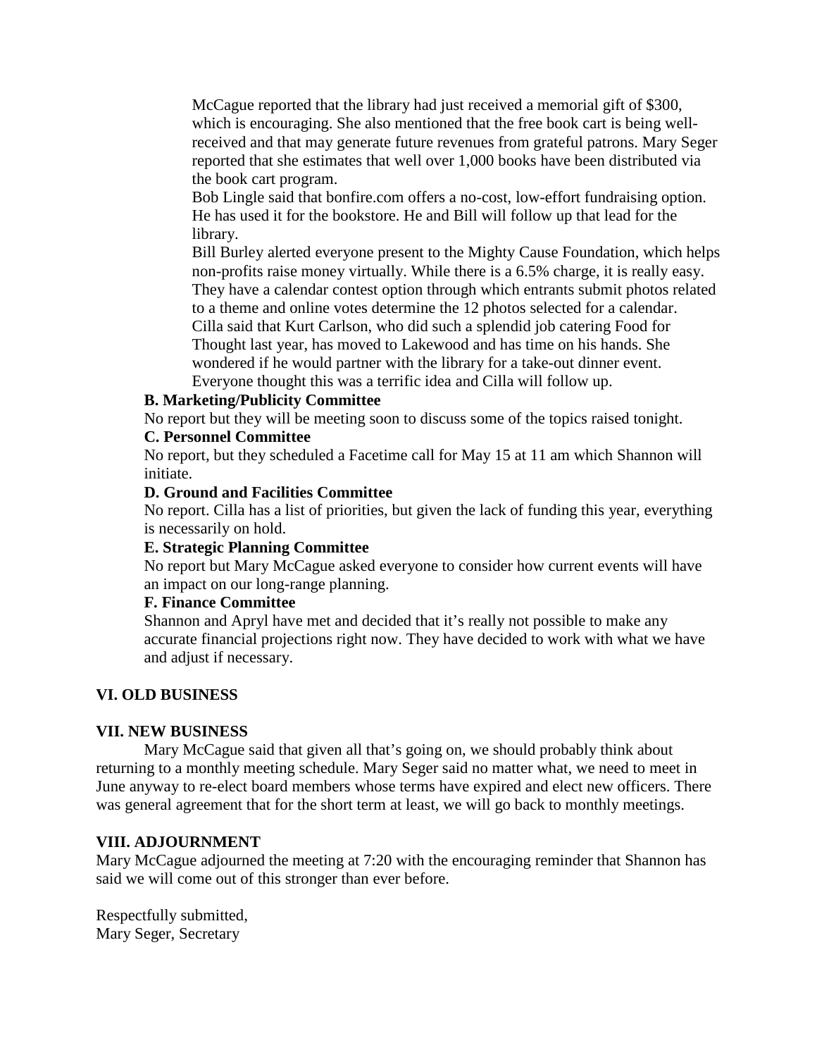McCague reported that the library had just received a memorial gift of $300, which is encouraging. She also mentioned that the free book cart is being well-received and that may generate future revenues from grateful patrons. Mary Seger reported that she estimates that well over 1,000 books have been distributed via the book cart program.

Bob Lingle said that bonfire.com offers a no-cost, low-effort fundraising option. He has used it for the bookstore. He and Bill will follow up that lead for the library.

Bill Burley alerted everyone present to the Mighty Cause Foundation, which helps non-profits raise money virtually. While there is a 6.5% charge, it is really easy. They have a calendar contest option through which entrants submit photos related to a theme and online votes determine the 12 photos selected for a calendar.

Cilla said that Kurt Carlson, who did such a splendid job catering Food for Thought last year, has moved to Lakewood and has time on his hands. She wondered if he would partner with the library for a take-out dinner event. Everyone thought this was a terrific idea and Cilla will follow up.

**B. Marketing/Publicity Committee**

No report but they will be meeting soon to discuss some of the topics raised tonight.

**C. Personnel Committee**

No report, but they scheduled a Facetime call for May 15 at 11 am which Shannon will initiate.

**D. Ground and Facilities Committee**

No report. Cilla has a list of priorities, but given the lack of funding this year, everything is necessarily on hold.

**E. Strategic Planning Committee**

No report but Mary McCague asked everyone to consider how current events will have an impact on our long-range planning.

**F. Finance Committee**

Shannon and Apryl have met and decided that it's really not possible to make any accurate financial projections right now. They have decided to work with what we have and adjust if necessary.

**VI. OLD BUSINESS**

**VII. NEW BUSINESS**

Mary McCague said that given all that's going on, we should probably think about returning to a monthly meeting schedule. Mary Seger said no matter what, we need to meet in June anyway to re-elect board members whose terms have expired and elect new officers. There was general agreement that for the short term at least, we will go back to monthly meetings.

**VIII. ADJOURNMENT**

Mary McCague adjourned the meeting at 7:20 with the encouraging reminder that Shannon has said we will come out of this stronger than ever before.

Respectfully submitted,
Mary Seger, Secretary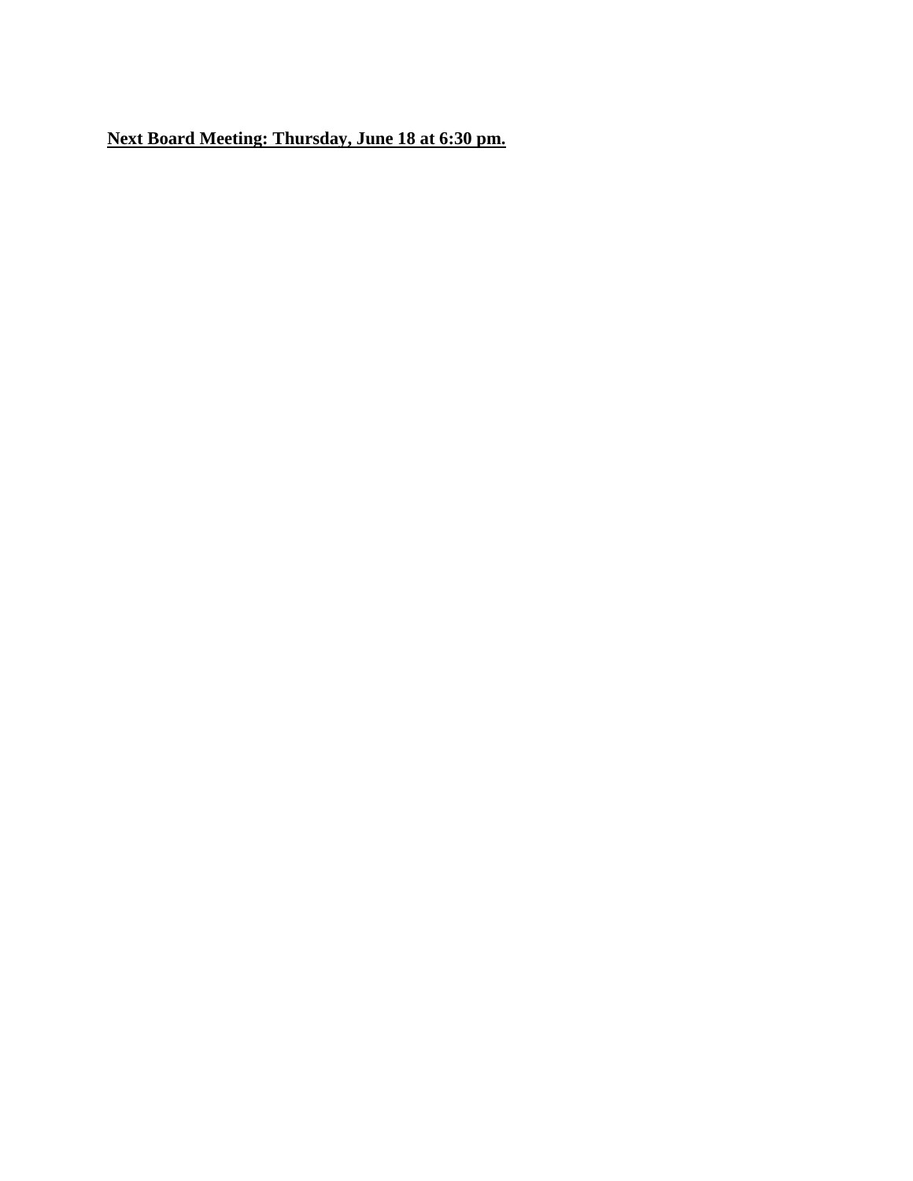**<u>Next Board Meeting: Thursday, June 18 at 6:30 pm.</u>**